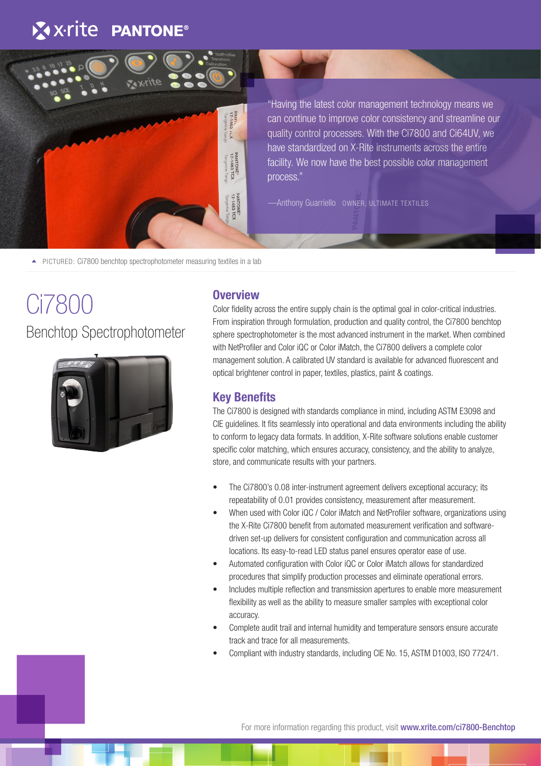"Having the latest color management technology means we can continue to improve color consistency and streamline our quality control processes. With the Ci7800 and Ci64UV, we have standardized on X-Rite instruments across the entire facility. We now have the best possible color management process."

—Anthony Guarriello OWNER, ULTIMATE TEXTILES

▲ PICTURED: Ci7800 benchtop spectrophotometer measuring textiles in a lab

# Ci7800

## Benchtop Spectrophotometer

### Overview

Color fidelity across the entire supply chain is the optimal goal in color-critical industries. From inspiration through formulation, production and quality control, the Ci7800 benchtop sphere spectrophotometer is the most advanced instrument in the market. When combined with NetProfiler and Color iQC or Color iMatch, the Ci7800 delivers a complete color management solution. A calibrated UV standard is available for advanced fluorescent and optical brightener control in paper, textiles, plastics, paint & coatings.

### Key Benefits

The Ci7800 is designed with standards compliance in mind, including ASTM E3098 and CIE guidelines. It fits seamlessly into operational and data environments including the ability to conform to legacy data formats. In addition, X-Rite software solutions enable customer specific color matching, which ensures accuracy, consistency, and the ability to analyze, store, and communicate results with your partners.

- The Ci7800's 0.08 inter-instrument agreement delivers exceptional accuracy; its repeatability of 0.01 provides consistency, measurement after measurement.
- When used with Color iQC / Color iMatch and NetProfiler software, organizations using the X-Rite Ci7800 benefit from automated measurement verification and software-driven set-up delivers for consistent configuration and communication across all locations. Its easy-to-read LED status panel ensures operator ease of use.
- Automated configuration with Color iQC or Color iMatch allows for standardized procedures that simplify production processes and eliminate operational errors.
- Includes multiple reflection and transmission apertures to enable more measurement flexibility as well as the ability to measure smaller samples with exceptional color accuracy.
- Complete audit trail and internal humidity and temperature sensors ensure accurate track and trace for all measurements.
- Compliant with industry standards, including CIE No. 15, ASTM D1003, ISO 7724/1.

For more information regarding this product, visit **www.xrite.com/ci7800-Benchtop**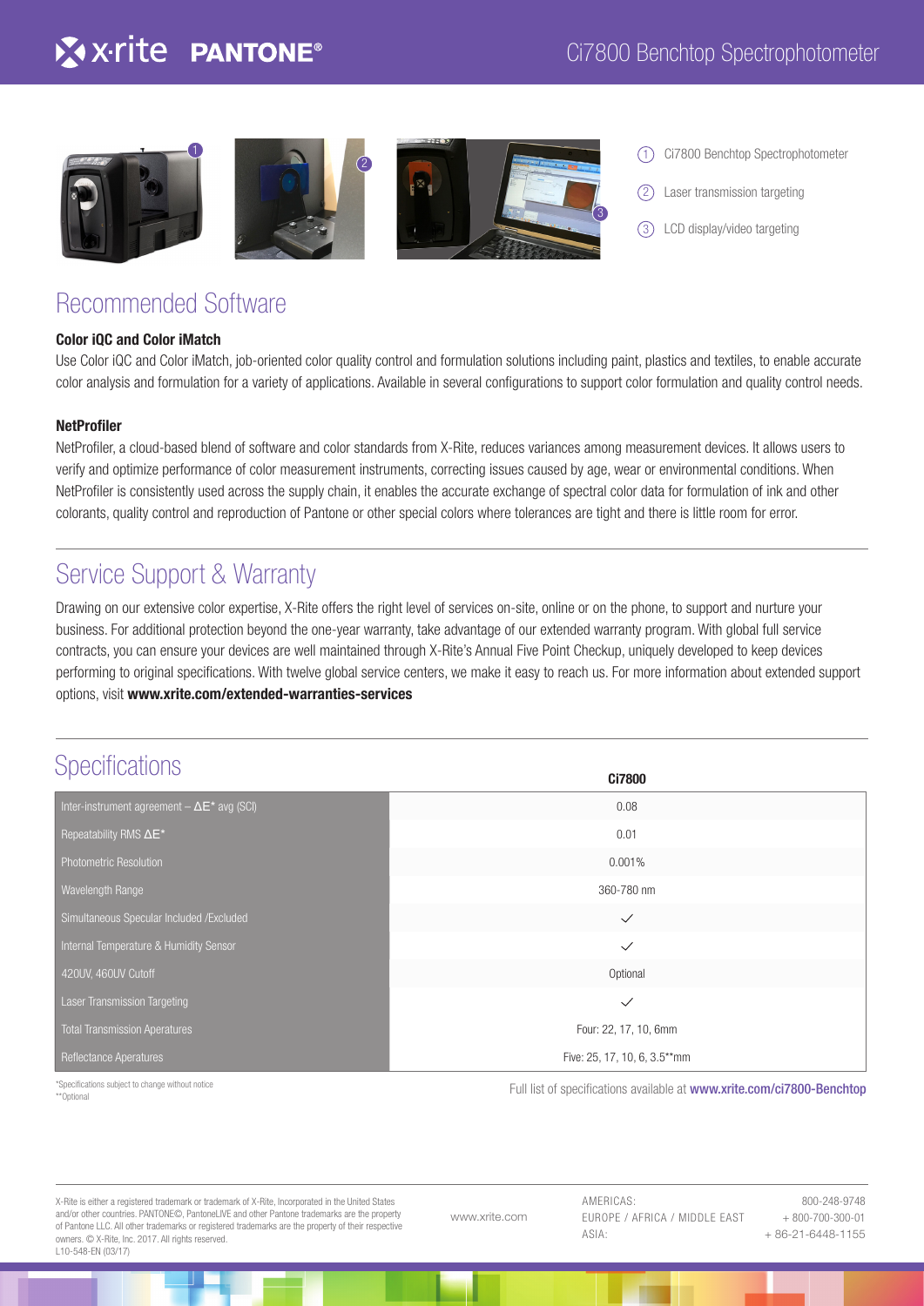1. Ci7800 Benchtop Spectrophotometer
2. Laser transmission targeting
3. LCD display/video targeting

## Recommended Software

**Color iQC and Color iMatch**

Use Color iQC and Color iMatch, job-oriented color quality control and formulation solutions including paint, plastics and textiles, to enable accurate color analysis and formulation for a variety of applications. Available in several configurations to support color formulation and quality control needs.

**NetProfiler**

NetProfiler, a cloud-based blend of software and color standards from X-Rite, reduces variances among measurement devices. It allows users to verify and optimize performance of color measurement instruments, correcting issues caused by age, wear or environmental conditions. When NetProfiler is consistently used across the supply chain, it enables the accurate exchange of spectral color data for formulation of ink and other colorants, quality control and reproduction of Pantone or other special colors where tolerances are tight and there is little room for error.

## Service Support & Warranty

Drawing on our extensive color expertise, X-Rite offers the right level of services on-site, online or on the phone, to support and nurture your business. For additional protection beyond the one-year warranty, take advantage of our extended warranty program. With global full service contracts, you can ensure your devices are well maintained through X-Rite's Annual Five Point Checkup, uniquely developed to keep devices performing to original specifications. With twelve global service centers, we make it easy to reach us. For more information about extended support options, visit **www.xrite.com/extended-warranties-services**

## Specifications

| | Ci7800 |
|---|---|
| Inter-instrument agreement – ΔE* avg (SCI) | 0.08 |
| Repeatability RMS ΔE* | 0.01 |
| Photometric Resolution | 0.001% |
| Wavelength Range | 360-780 nm |
| Simultaneous Specular Included /Excluded | ✓ |
| Internal Temperature & Humidity Sensor | ✓ |
| 420UV, 460UV Cutoff | Optional |
| Laser Transmission Targeting | ✓ |
| Total Transmission Aperatures | Four: 22, 17, 10, 6mm |
| Reflectance Aperatures | Five: 25, 17, 10, 6, 3.5**mm |

*Specifications subject to change without notice
**Optional

Full list of specifications available at **www.xrite.com/ci7800-Benchtop**

X-Rite is either a registered trademark or trademark of X-Rite, Incorporated in the United States and/or other countries. PANTONE©, PantoneLIVE and other Pantone trademarks are the property of Pantone LLC. All other trademarks or registered trademarks are the property of their respective owners. © X-Rite, Inc. 2017. All rights reserved.
L10-548-EN (03/17)

www.xrite.com

AMERICAS: 800-248-9748
EUROPE / AFRICA / MIDDLE EAST: + 800-700-300-01
ASIA: + 86-21-6448-1155